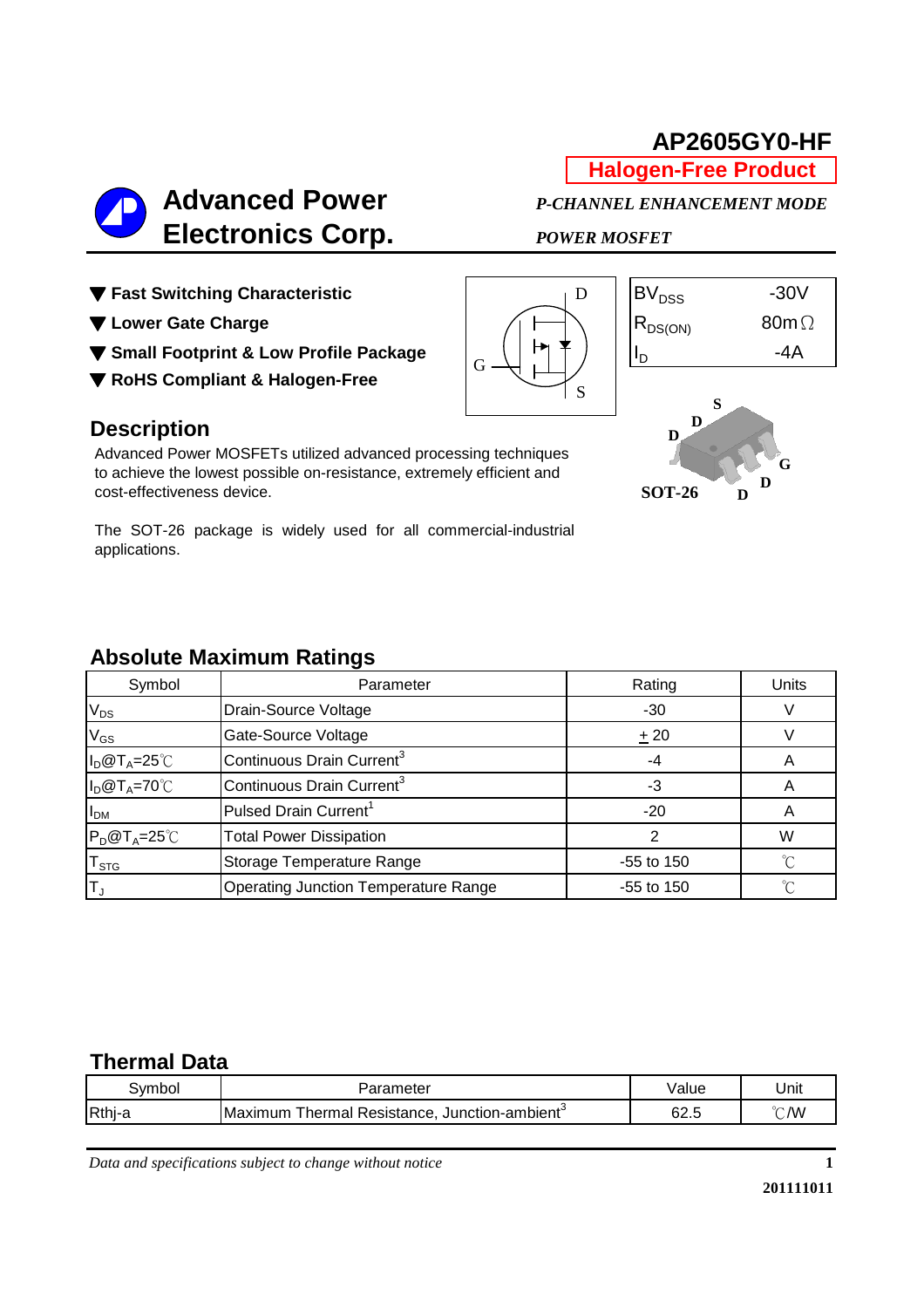# AP2605GY0-HF

**Halogen-Free Product**

**Advanced Power Electronics Corp.**

***P-CHANNEL ENHANCEMENT MODE POWER MOSFET***

- ▼ **Fast Switching Characteristic**
- ▼ **Lower Gate Charge**
- ▼ **Small Footprint & Low Profile Package**
- ▼ **RoHS Compliant & Halogen-Free**

| | |
|---|---|
| $BV_{DSS}$ | -30V |
| $R_{DS(ON)}$ | 80mΩ |
| $I_D$ | -4A |

SOT-26

## Description

Advanced Power MOSFETs utilized advanced processing techniques to achieve the lowest possible on-resistance, extremely efficient and cost-effectiveness device.

The SOT-26 package is widely used for all commercial-industrial applications.

## Absolute Maximum Ratings

| Symbol | Parameter | Rating | Units |
|---|---|---|---|
| $V_{DS}$ | Drain-Source Voltage | -30 | V |
| $V_{GS}$ | Gate-Source Voltage | ± 20 | V |
| $I_D$@$T_A$=25℃ | Continuous Drain Current[3] | -4 | A |
| $I_D$@$T_A$=70℃ | Continuous Drain Current[3] | -3 | A |
| $I_{DM}$ | Pulsed Drain Current[1] | -20 | A |
| $P_D$@$T_A$=25℃ | Total Power Dissipation | 2 | W |
| $T_{STG}$ | Storage Temperature Range | -55 to 150 | ℃ |
| $T_J$ | Operating Junction Temperature Range | -55 to 150 | ℃ |

## Thermal Data

| Symbol | Parameter | Value | Unit |
|---|---|---|---|
| Rthj-a | Maximum Thermal Resistance, Junction-ambient[3] | 62.5 | ℃/W |

*Data and specifications subject to change without notice*

**201111011**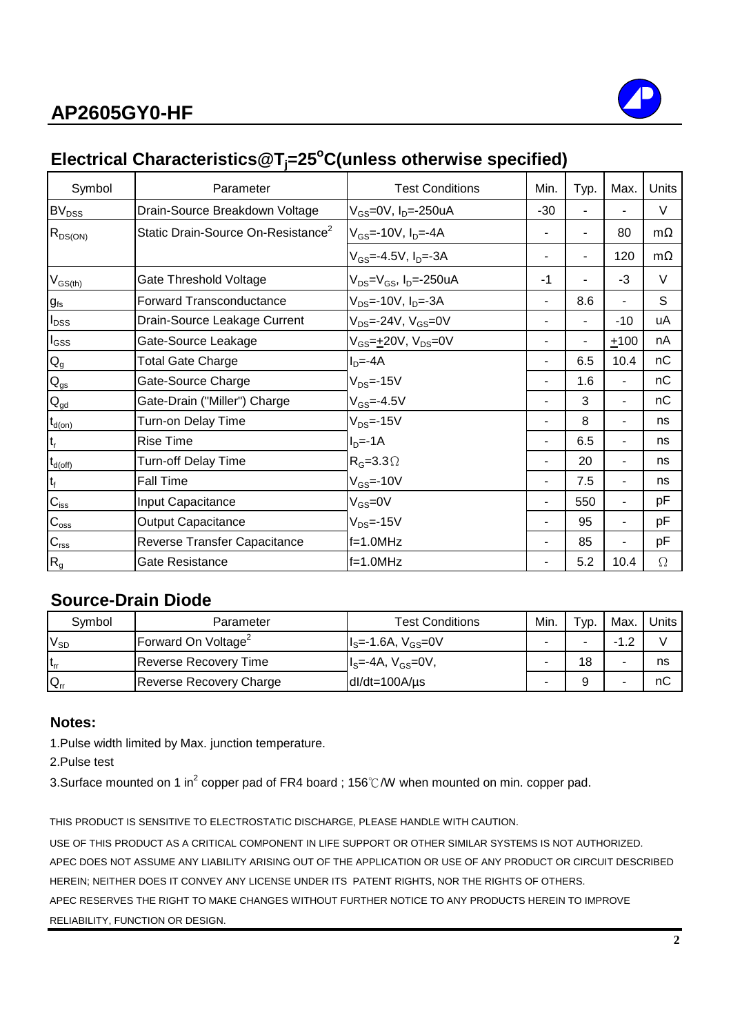## Electrical Characteristics@$T_j$=25°C(unless otherwise specified)

| Symbol | Parameter | Test Conditions | Min. | Typ. | Max. | Units |
|---|---|---|---|---|---|---|
| $BV_{DSS}$ | Drain-Source Breakdown Voltage | $V_{GS}$=0V, $I_D$=-250uA | -30 | - | - | V |
| $R_{DS(ON)}$ | Static Drain-Source On-Resistance[2] | $V_{GS}$=-10V, $I_D$=-4A | - | - | 80 | mΩ |
| | | $V_{GS}$=-4.5V, $I_D$=-3A | - | - | 120 | mΩ |
| $V_{GS(th)}$ | Gate Threshold Voltage | $V_{DS}$=$V_{GS}$, $I_D$=-250uA | -1 | - | -3 | V |
| $g_{fs}$ | Forward Transconductance | $V_{DS}$=-10V, $I_D$=-3A | - | 8.6 | - | S |
| $I_{DSS}$ | Drain-Source Leakage Current | $V_{DS}$=-24V, $V_{GS}$=0V | - | - | -10 | uA |
| $I_{GSS}$ | Gate-Source Leakage | $V_{GS}$=±20V, $V_{DS}$=0V | - | - | ±100 | nA |
| $Q_g$ | Total Gate Charge | $I_D$=-4A | - | 6.5 | 10.4 | nC |
| $Q_{gs}$ | Gate-Source Charge | $V_{DS}$=-15V | - | 1.6 | - | nC |
| $Q_{gd}$ | Gate-Drain ("Miller") Charge | $V_{GS}$=-4.5V | - | 3 | - | nC |
| $t_{d(on)}$ | Turn-on Delay Time | $V_{DS}$=-15V | - | 8 | - | ns |
| $t_r$ | Rise Time | $I_D$=-1A | - | 6.5 | - | ns |
| $t_{d(off)}$ | Turn-off Delay Time | $R_G$=3.3Ω | - | 20 | - | ns |
| $t_f$ | Fall Time | $V_{GS}$=-10V | - | 7.5 | - | ns |
| $C_{iss}$ | Input Capacitance | $V_{GS}$=0V | - | 550 | - | pF |
| $C_{oss}$ | Output Capacitance | $V_{DS}$=-15V | - | 95 | - | pF |
| $C_{rss}$ | Reverse Transfer Capacitance | f=1.0MHz | - | 85 | - | pF |
| $R_g$ | Gate Resistance | f=1.0MHz | - | 5.2 | 10.4 | Ω |

## Source-Drain Diode

| Symbol | Parameter | Test Conditions | Min. | Typ. | Max. | Units |
|---|---|---|---|---|---|---|
| $V_{SD}$ | Forward On Voltage[2] | $I_S$=-1.6A, $V_{GS}$=0V | - | - | -1.2 | V |
| $t_{rr}$ | Reverse Recovery Time | $I_S$=-4A, $V_{GS}$=0V, | - | 18 | - | ns |
| $Q_{rr}$ | Reverse Recovery Charge | dI/dt=100A/µs | - | 9 | - | nC |

### Notes:

1.Pulse width limited by Max. junction temperature.

2.Pulse test

3.Surface mounted on 1 $in^2$ copper pad of FR4 board ; 156℃/W when mounted on min. copper pad.

THIS PRODUCT IS SENSITIVE TO ELECTROSTATIC DISCHARGE, PLEASE HANDLE WITH CAUTION.

USE OF THIS PRODUCT AS A CRITICAL COMPONENT IN LIFE SUPPORT OR OTHER SIMILAR SYSTEMS IS NOT AUTHORIZED.

APEC DOES NOT ASSUME ANY LIABILITY ARISING OUT OF THE APPLICATION OR USE OF ANY PRODUCT OR CIRCUIT DESCRIBED HEREIN; NEITHER DOES IT CONVEY ANY LICENSE UNDER ITS PATENT RIGHTS, NOR THE RIGHTS OF OTHERS.

APEC RESERVES THE RIGHT TO MAKE CHANGES WITHOUT FURTHER NOTICE TO ANY PRODUCTS HEREIN TO IMPROVE RELIABILITY, FUNCTION OR DESIGN.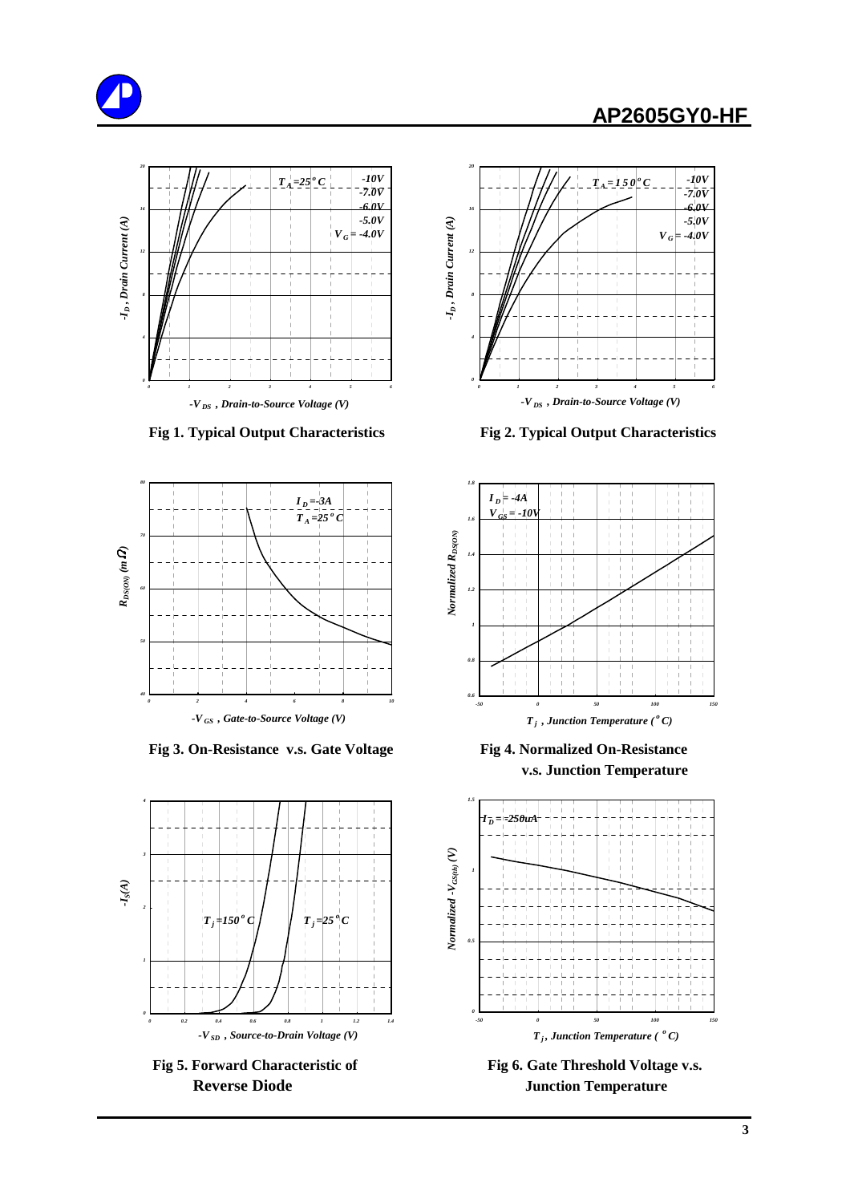Fig 1. Typical Output Characteristics

Fig 2. Typical Output Characteristics

Fig 3. On-Resistance v.s. Gate Voltage

Fig 4. Normalized On-Resistance v.s. Junction Temperature

Fig 5. Forward Characteristic of Reverse Diode

Fig 6. Gate Threshold Voltage v.s. Junction Temperature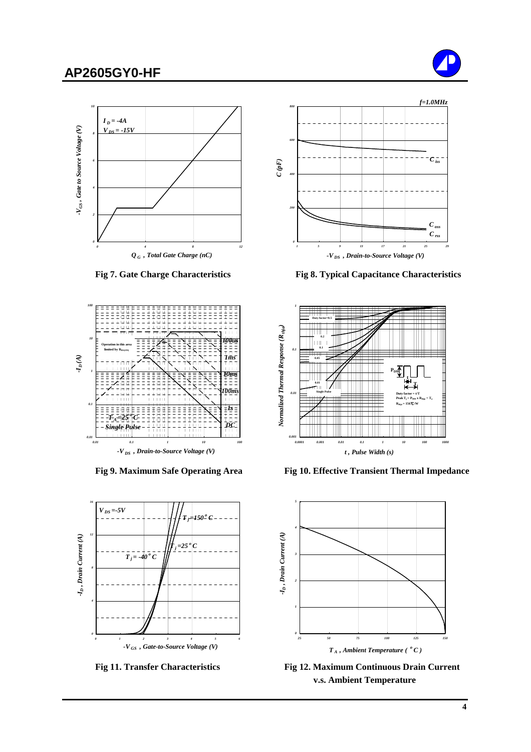$I_D = -4A$
$V_{DS} = -15V$

$-V_{GS}$ , Gate to Source Voltage (V)

$Q_G$ , Total Gate Charge (nC)

0 4 8 12

0 2 4 6 8 10

**Fig 7. Gate Charge Characteristics**

f=1.0MHz

$C_{iss}$

$C_{oss}$

$C_{rss}$

C (pF)

0 200 400 600 800

1 5 9 13 17 21 25 29

$-V_{DS}$ , Drain-to-Source Voltage (V)

**Fig 8. Typical Capacitance Characteristics**

Operation in this area limited by $R_{DS(ON)}$

100us

1ms

10ms

100ms

1s

DC

$T_A = 25^oC$

Single Pulse

$-I_D$ (A)

0.01 0.1 1 10 100

$-V_{DS}$ , Drain-to-Source Voltage (V)

**Fig 9. Maximum Safe Operating Area**

Duty factor=0.5

0.2

0.1

0.05

0.01

Single Pulse

$P_{DM}$

t

T

Duty factor = t/T

Peak $T_j = P_{DM} \times R_{thja} + T_a$

$R_{thja} = 156°C/W$

Normalized Thermal Response ($R_{thja}$)

0.001 0.01 0.1 1

0.0001 0.001 0.01 0.1 1 10 100 1000

t , Pulse Width (s)

**Fig 10. Effective Transient Thermal Impedance**

$V_{DS} = -5V$

$T_j = 150^oC$

$T_j = 25^oC$

$T_j = -40^oC$

$-I_D$ , Drain Current (A)

0 4 8 12 16

0 1 2 3 4 5 6

$-V_{GS}$ , Gate-to-Source Voltage (V)

**Fig 11. Transfer Characteristics**

$-I_D$ , Drain Current (A)

0 1 2 3 4 5

25 50 75 100 125 150

$T_A$ , Ambient Temperature ( $^oC$ )

**Fig 12. Maximum Continuous Drain Current v.s. Ambient Temperature**